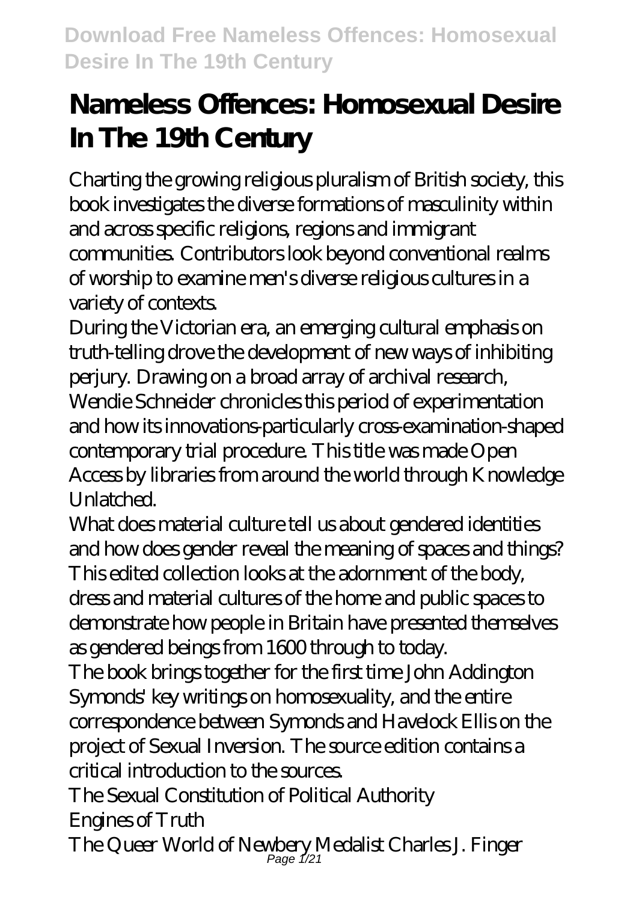# Nameless Offences: Homosexual Desire In The 19th Century

Charting the growing religious pluralism of British society, this book investigates the diverse formations of masculinity within and across specific religions, regions and immigrant communities. Contributors look beyond conventional realms of worship to examine men's diverse religious cultures in a variety of contexts.

During the Victorian era, an emerging cultural emphasis on truth-telling drove the development of new ways of inhibiting perjury. Drawing on a broad array of archival research, Wendie Schneider chronicles this period of experimentation and how its innovations-particularly cross-examination-shaped contemporary trial procedure. This title was made Open Access by libraries from around the world through Knowledge Unlatched.

What does material culture tell us about gendered identities and how does gender reveal the meaning of spaces and things? This edited collection looks at the adornment of the body, dress and material cultures of the home and public spaces to demonstrate how people in Britain have presented themselves as gendered beings from 1600 through to today.

The book brings together for the first time John Addington Symonds' key writings on homosexuality, and the entire correspondence between Symonds and Havelock Ellis on the project of Sexual Inversion. The source edition contains a critical introduction to the sources.

The Sexual Constitution of Political Authority

Engines of Truth

The Queer World of Newbery Medalist Charles J. Finger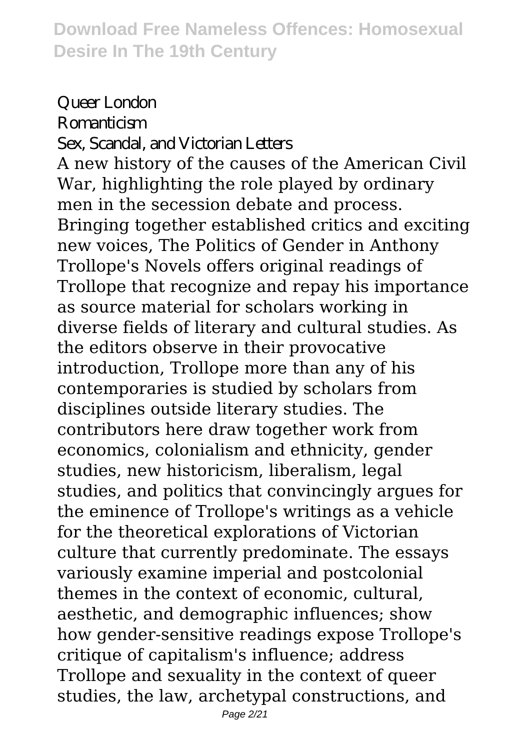Queer London
Romanticism
Sex, Scandal, and Victorian Letters

A new history of the causes of the American Civil War, highlighting the role played by ordinary men in the secession debate and process.

Bringing together established critics and exciting new voices, The Politics of Gender in Anthony Trollope's Novels offers original readings of Trollope that recognize and repay his importance as source material for scholars working in diverse fields of literary and cultural studies. As the editors observe in their provocative introduction, Trollope more than any of his contemporaries is studied by scholars from disciplines outside literary studies. The contributors here draw together work from economics, colonialism and ethnicity, gender studies, new historicism, liberalism, legal studies, and politics that convincingly argues for the eminence of Trollope's writings as a vehicle for the theoretical explorations of Victorian culture that currently predominate. The essays variously examine imperial and postcolonial themes in the context of economic, cultural, aesthetic, and demographic influences; show how gender-sensitive readings expose Trollope's critique of capitalism's influence; address Trollope and sexuality in the context of queer studies, the law, archetypal constructions, and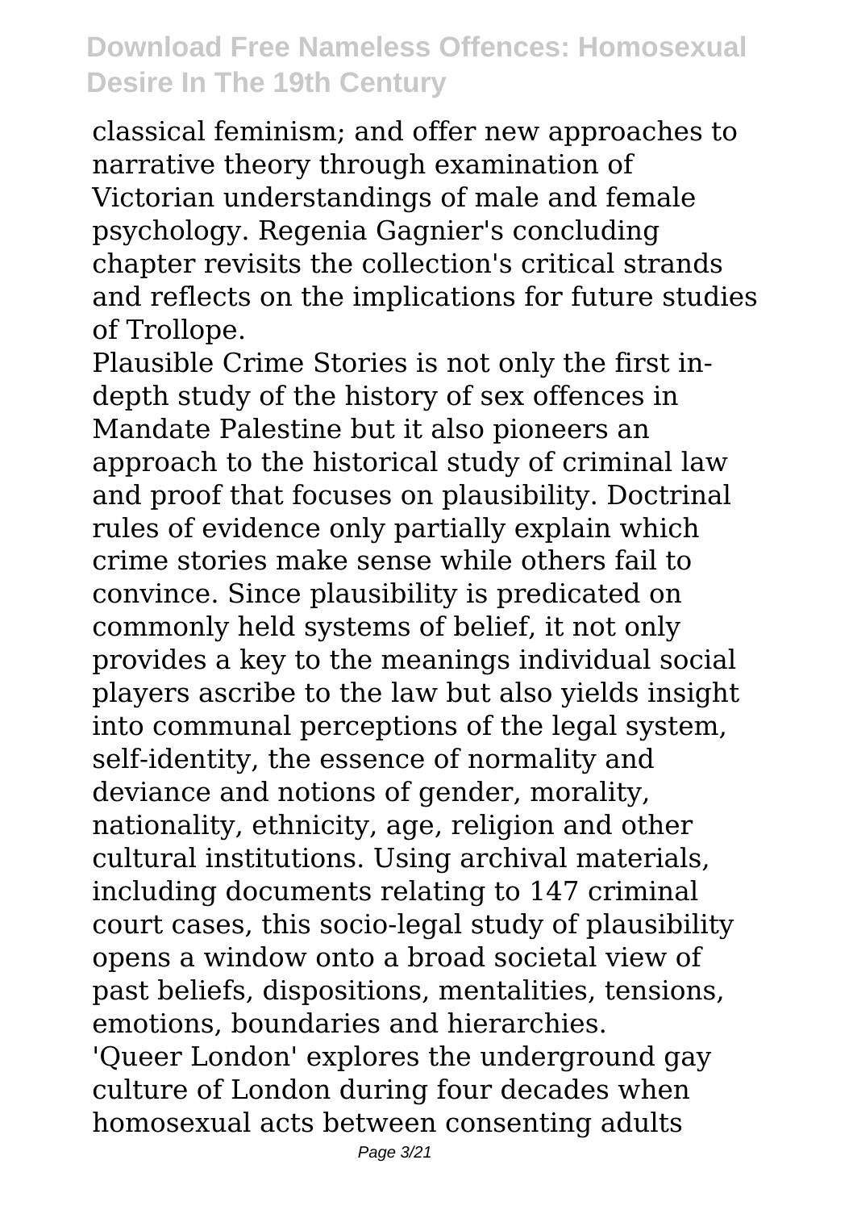classical feminism; and offer new approaches to narrative theory through examination of Victorian understandings of male and female psychology. Regenia Gagnier's concluding chapter revisits the collection's critical strands and reflects on the implications for future studies of Trollope.

Plausible Crime Stories is not only the first in-depth study of the history of sex offences in Mandate Palestine but it also pioneers an approach to the historical study of criminal law and proof that focuses on plausibility. Doctrinal rules of evidence only partially explain which crime stories make sense while others fail to convince. Since plausibility is predicated on commonly held systems of belief, it not only provides a key to the meanings individual social players ascribe to the law but also yields insight into communal perceptions of the legal system, self-identity, the essence of normality and deviance and notions of gender, morality, nationality, ethnicity, age, religion and other cultural institutions. Using archival materials, including documents relating to 147 criminal court cases, this socio-legal study of plausibility opens a window onto a broad societal view of past beliefs, dispositions, mentalities, tensions, emotions, boundaries and hierarchies.

'Queer London' explores the underground gay culture of London during four decades when homosexual acts between consenting adults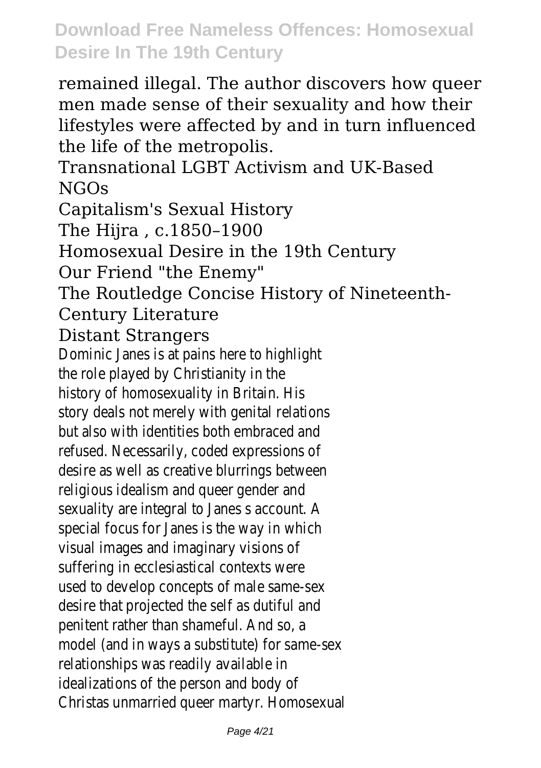remained illegal. The author discovers how queer men made sense of their sexuality and how their lifestyles were affected by and in turn influenced the life of the metropolis.

Transnational LGBT Activism and UK-Based NGOs

Capitalism's Sexual History

The Hijra , c.1850–1900

Homosexual Desire in the 19th Century

Our Friend "the Enemy"

The Routledge Concise History of Nineteenth-Century Literature

Distant Strangers

Dominic Janes is at pains here to highlight the role played by Christianity in the history of homosexuality in Britain. His story deals not merely with genital relations but also with identities both embraced and refused. Necessarily, coded expressions of desire as well as creative blurrings between religious idealism and queer gender and sexuality are integral to Janes s account. A special focus for Janes is the way in which visual images and imaginary visions of suffering in ecclesiastical contexts were used to develop concepts of male same-sex desire that projected the self as dutiful and penitent rather than shameful. And so, a model (and in ways a substitute) for same-sex relationships was readily available in idealizations of the person and body of Christas unmarried queer martyr. Homosexual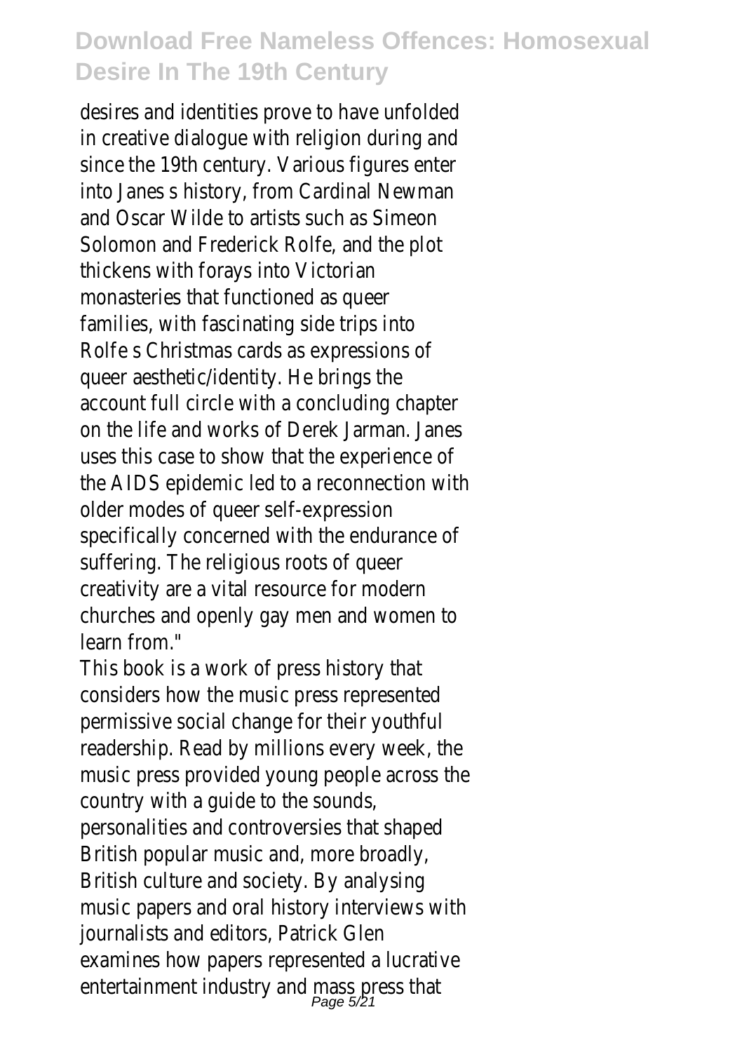desires and identities prove to have unfolded in creative dialogue with religion during and since the 19th century. Various figures enter into Janes s history, from Cardinal Newman and Oscar Wilde to artists such as Simeon Solomon and Frederick Rolfe, and the plot thickens with forays into Victorian monasteries that functioned as queer families, with fascinating side trips into Rolfe s Christmas cards as expressions of queer aesthetic/identity. He brings the account full circle with a concluding chapter on the life and works of Derek Jarman. Janes uses this case to show that the experience of the AIDS epidemic led to a reconnection with older modes of queer self-expression specifically concerned with the endurance of suffering. The religious roots of queer creativity are a vital resource for modern churches and openly gay men and women to learn from."

This book is a work of press history that considers how the music press represented permissive social change for their youthful readership. Read by millions every week, the music press provided young people across the country with a guide to the sounds, personalities and controversies that shaped British popular music and, more broadly, British culture and society. By analysing music papers and oral history interviews with journalists and editors, Patrick Glen examines how papers represented a lucrative entertainment industry and mass press that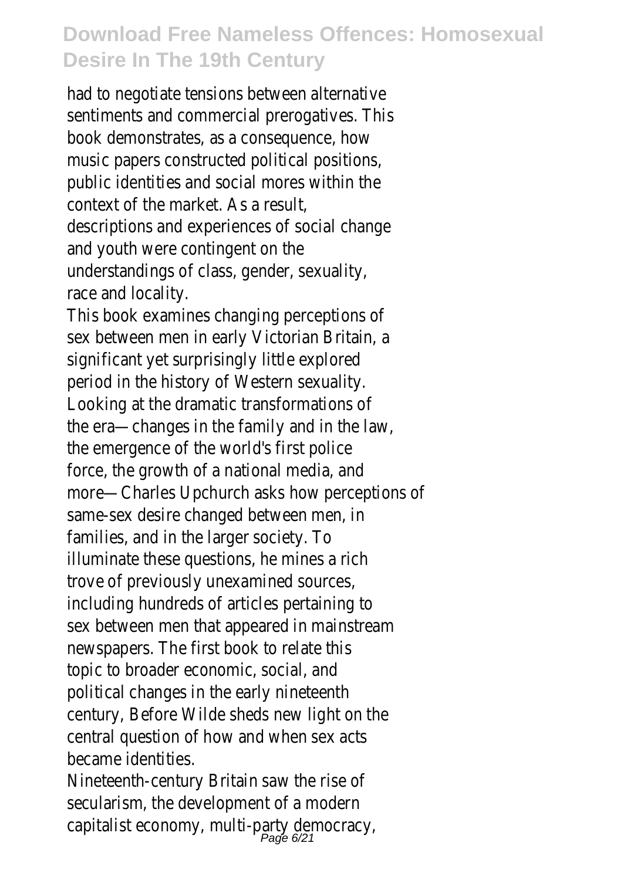had to negotiate tensions between alternative sentiments and commercial prerogatives. This book demonstrates, as a consequence, how music papers constructed political positions, public identities and social mores within the context of the market. As a result, descriptions and experiences of social change and youth were contingent on the understandings of class, gender, sexuality, race and locality.

This book examines changing perceptions of sex between men in early Victorian Britain, a significant yet surprisingly little explored period in the history of Western sexuality. Looking at the dramatic transformations of the era—changes in the family and in the law, the emergence of the world's first police force, the growth of a national media, and more—Charles Upchurch asks how perceptions of same-sex desire changed between men, in families, and in the larger society. To illuminate these questions, he mines a rich trove of previously unexamined sources, including hundreds of articles pertaining to sex between men that appeared in mainstream newspapers. The first book to relate this topic to broader economic, social, and political changes in the early nineteenth century, Before Wilde sheds new light on the central question of how and when sex acts became identities.

Nineteenth-century Britain saw the rise of secularism, the development of a modern capitalist economy, multi-party democracy,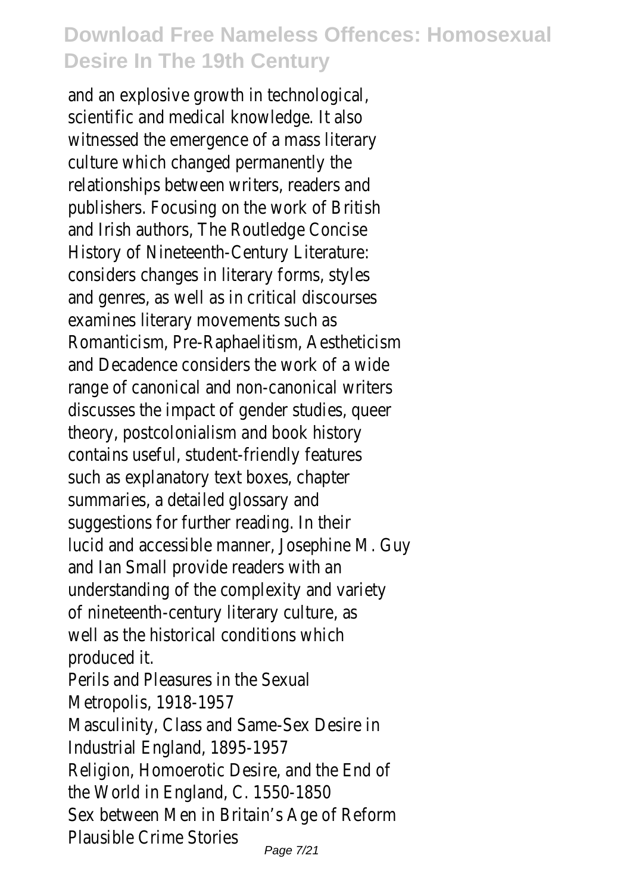and an explosive growth in technological, scientific and medical knowledge. It also witnessed the emergence of a mass literary culture which changed permanently the relationships between writers, readers and publishers. Focusing on the work of British and Irish authors, The Routledge Concise History of Nineteenth-Century Literature: considers changes in literary forms, styles and genres, as well as in critical discourses examines literary movements such as Romanticism, Pre-Raphaelitism, Aestheticism and Decadence considers the work of a wide range of canonical and non-canonical writers discusses the impact of gender studies, queer theory, postcolonialism and book history contains useful, student-friendly features such as explanatory text boxes, chapter summaries, a detailed glossary and suggestions for further reading. In their lucid and accessible manner, Josephine M. Guy and Ian Small provide readers with an understanding of the complexity and variety of nineteenth-century literary culture, as well as the historical conditions which produced it.

Perils and Pleasures in the Sexual Metropolis, 1918-1957

Masculinity, Class and Same-Sex Desire in Industrial England, 1895-1957

Religion, Homoerotic Desire, and the End of the World in England, C. 1550-1850

Sex between Men in Britain's Age of Reform

Plausible Crime Stories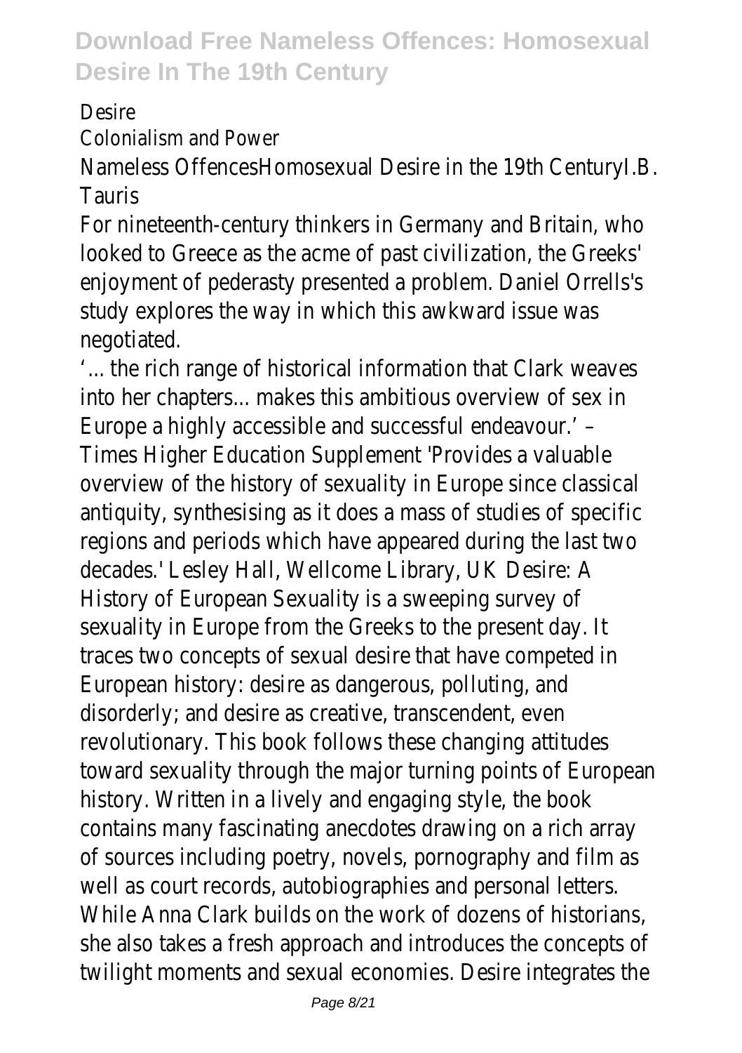Desire

Colonialism and Power

Nameless OffencesHomosexual Desire in the 19th CenturyI.B. Tauris

For nineteenth-century thinkers in Germany and Britain, who looked to Greece as the acme of past civilization, the Greeks' enjoyment of pederasty presented a problem. Daniel Orrells's study explores the way in which this awkward issue was negotiated.

'... the rich range of historical information that Clark weaves into her chapters... makes this ambitious overview of sex in Europe a highly accessible and successful endeavour.' – Times Higher Education Supplement 'Provides a valuable overview of the history of sexuality in Europe since classical antiquity, synthesising as it does a mass of studies of specific regions and periods which have appeared during the last two decades.' Lesley Hall, Wellcome Library, UK Desire: A History of European Sexuality is a sweeping survey of sexuality in Europe from the Greeks to the present day. It traces two concepts of sexual desire that have competed in European history: desire as dangerous, polluting, and disorderly; and desire as creative, transcendent, even revolutionary. This book follows these changing attitudes toward sexuality through the major turning points of European history. Written in a lively and engaging style, the book contains many fascinating anecdotes drawing on a rich array of sources including poetry, novels, pornography and film as well as court records, autobiographies and personal letters. While Anna Clark builds on the work of dozens of historians, she also takes a fresh approach and introduces the concepts of twilight moments and sexual economies. Desire integrates the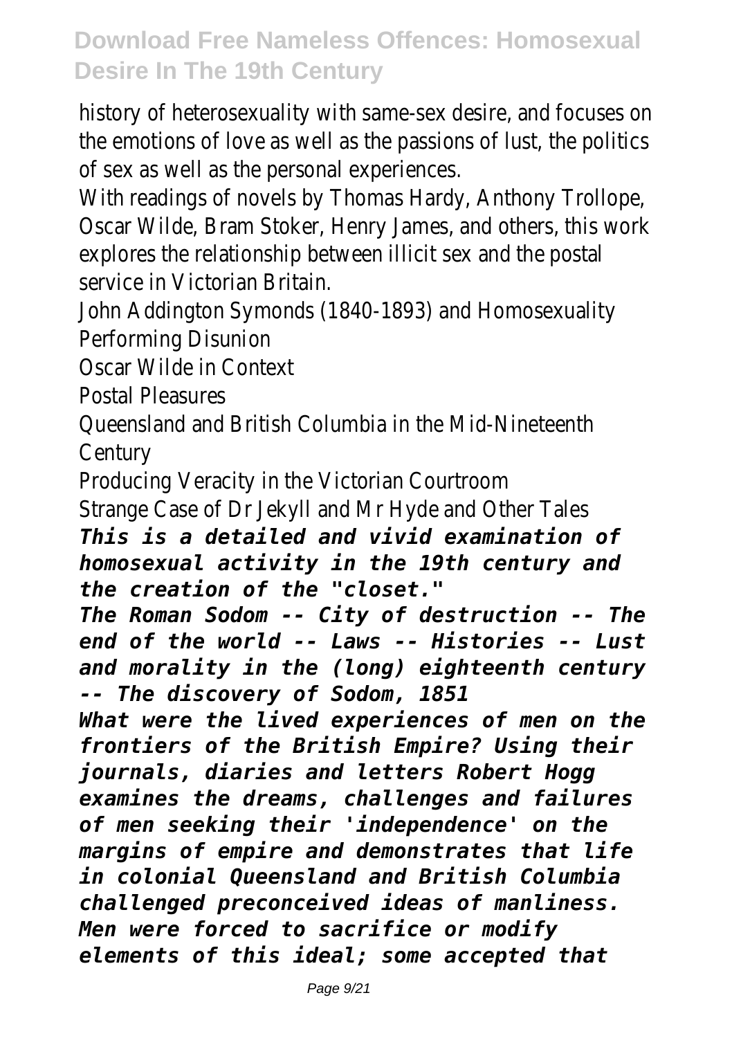history of heterosexuality with same-sex desire, and focuses on the emotions of love as well as the passions of lust, the politics of sex as well as the personal experiences.

With readings of novels by Thomas Hardy, Anthony Trollope, Oscar Wilde, Bram Stoker, Henry James, and others, this work explores the relationship between illicit sex and the postal service in Victorian Britain.

John Addington Symonds (1840-1893) and Homosexuality

Performing Disunion

Oscar Wilde in Context

Postal Pleasures

Queensland and British Columbia in the Mid-Nineteenth Century

Producing Veracity in the Victorian Courtroom

Strange Case of Dr Jekyll and Mr Hyde and Other Tales

***This is a detailed and vivid examination of homosexual activity in the 19th century and the creation of the "closet."***

***The Roman Sodom -- City of destruction -- The end of the world -- Laws -- Histories -- Lust and morality in the (long) eighteenth century -- The discovery of Sodom, 1851***

***What were the lived experiences of men on the frontiers of the British Empire? Using their journals, diaries and letters Robert Hogg examines the dreams, challenges and failures of men seeking their 'independence' on the margins of empire and demonstrates that life in colonial Queensland and British Columbia challenged preconceived ideas of manliness. Men were forced to sacrifice or modify elements of this ideal; some accepted that***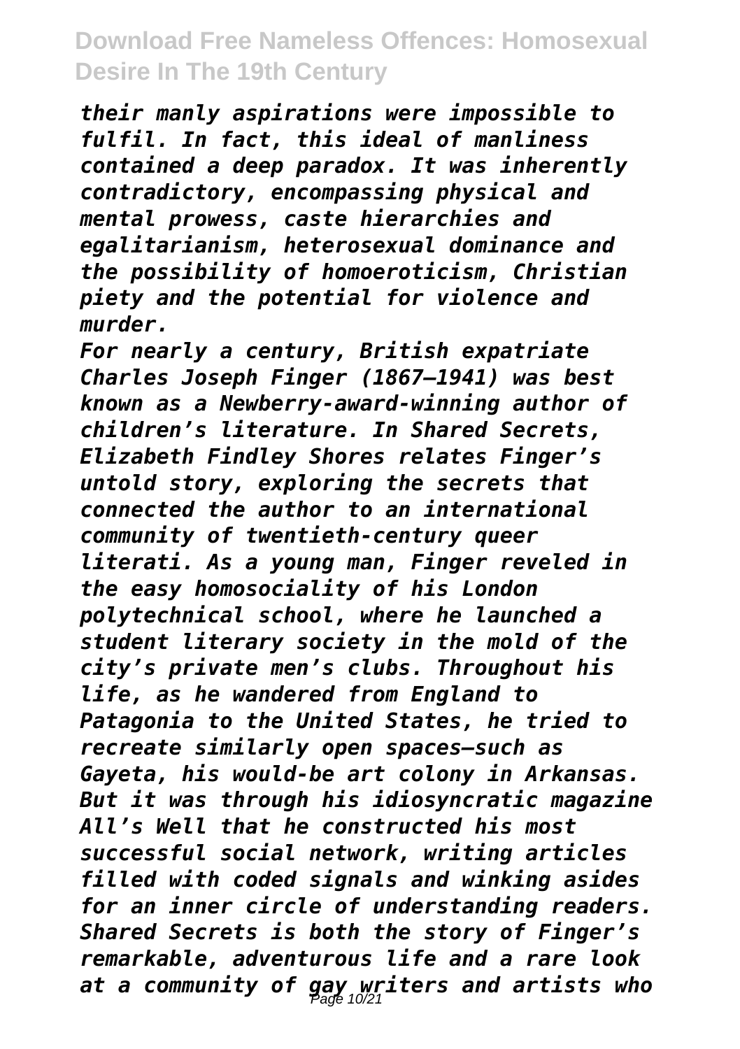*their manly aspirations were impossible to fulfil. In fact, this ideal of manliness contained a deep paradox. It was inherently contradictory, encompassing physical and mental prowess, caste hierarchies and egalitarianism, heterosexual dominance and the possibility of homoeroticism, Christian piety and the potential for violence and murder.*

*For nearly a century, British expatriate Charles Joseph Finger (1867–1941) was best known as a Newberry-award-winning author of children's literature. In Shared Secrets, Elizabeth Findley Shores relates Finger's untold story, exploring the secrets that connected the author to an international community of twentieth-century queer literati. As a young man, Finger reveled in the easy homosociality of his London polytechnical school, where he launched a student literary society in the mold of the city's private men's clubs. Throughout his life, as he wandered from England to Patagonia to the United States, he tried to recreate similarly open spaces—such as Gayeta, his would-be art colony in Arkansas. But it was through his idiosyncratic magazine All's Well that he constructed his most successful social network, writing articles filled with coded signals and winking asides for an inner circle of understanding readers. Shared Secrets is both the story of Finger's remarkable, adventurous life and a rare look at a community of gay writers and artists who*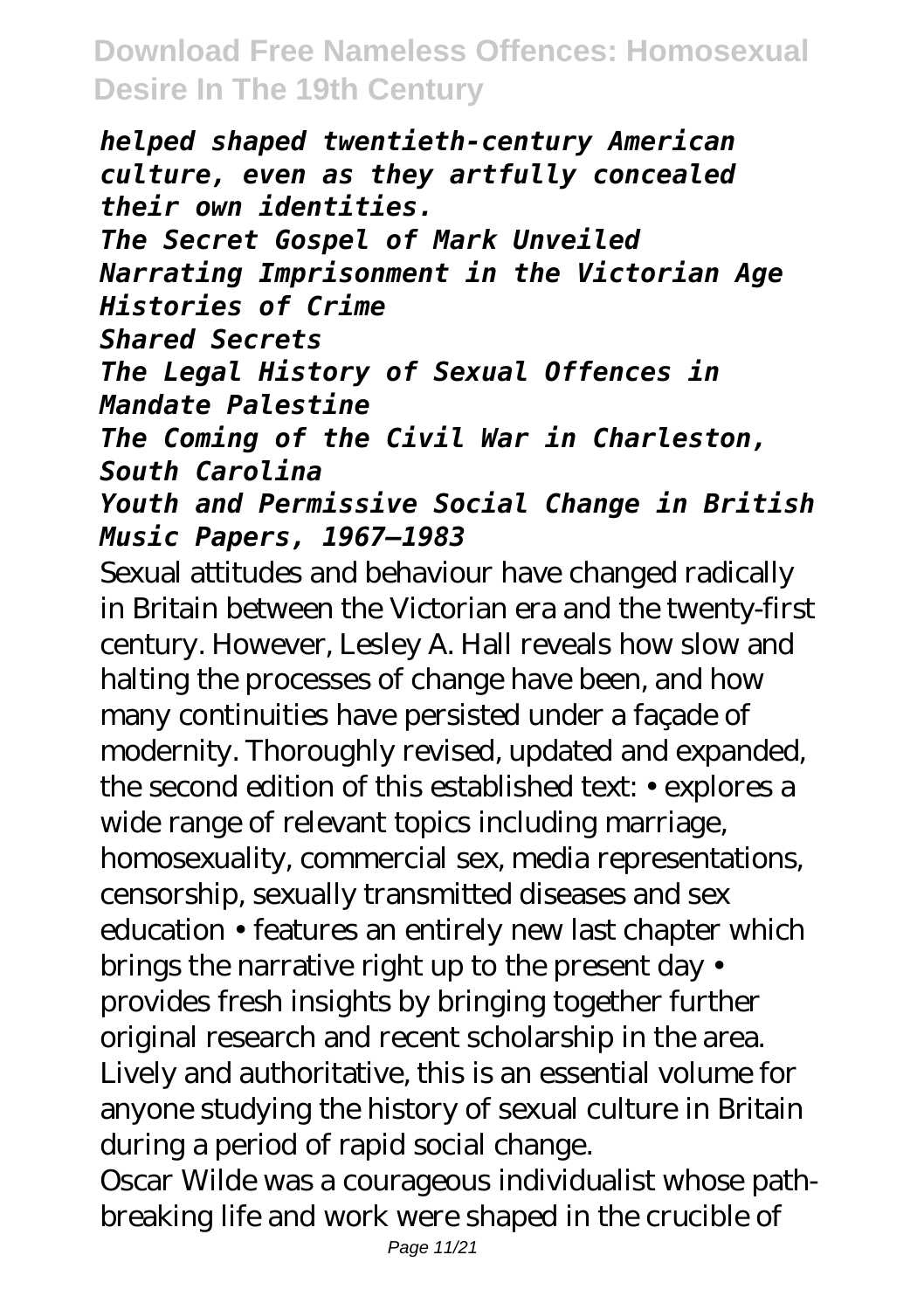*helped shaped twentieth-century American culture, even as they artfully concealed their own identities.*

*The Secret Gospel of Mark Unveiled*

*Narrating Imprisonment in the Victorian Age*

*Histories of Crime*

*Shared Secrets*

*The Legal History of Sexual Offences in Mandate Palestine*

*The Coming of the Civil War in Charleston, South Carolina*

*Youth and Permissive Social Change in British Music Papers, 1967–1983*

Sexual attitudes and behaviour have changed radically in Britain between the Victorian era and the twenty-first century. However, Lesley A. Hall reveals how slow and halting the processes of change have been, and how many continuities have persisted under a façade of modernity. Thoroughly revised, updated and expanded, the second edition of this established text: • explores a wide range of relevant topics including marriage, homosexuality, commercial sex, media representations, censorship, sexually transmitted diseases and sex education • features an entirely new last chapter which brings the narrative right up to the present day • provides fresh insights by bringing together further original research and recent scholarship in the area. Lively and authoritative, this is an essential volume for anyone studying the history of sexual culture in Britain during a period of rapid social change.

Oscar Wilde was a courageous individualist whose path-breaking life and work were shaped in the crucible of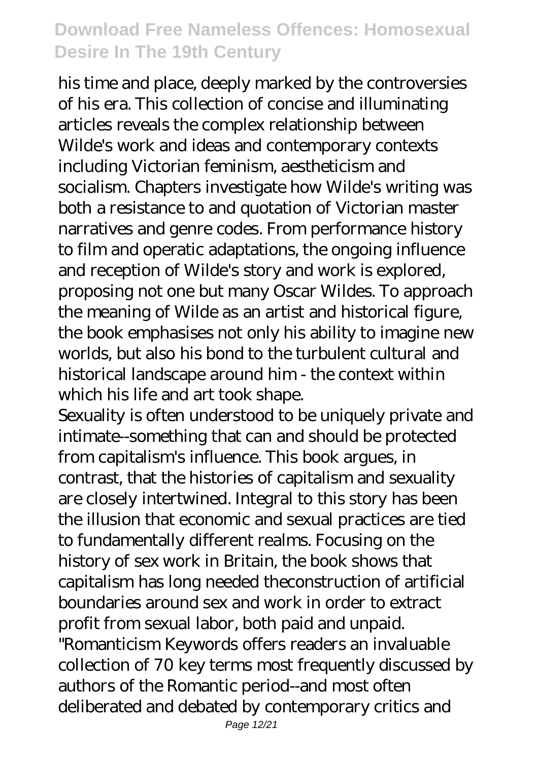his time and place, deeply marked by the controversies of his era. This collection of concise and illuminating articles reveals the complex relationship between Wilde's work and ideas and contemporary contexts including Victorian feminism, aestheticism and socialism. Chapters investigate how Wilde's writing was both a resistance to and quotation of Victorian master narratives and genre codes. From performance history to film and operatic adaptations, the ongoing influence and reception of Wilde's story and work is explored, proposing not one but many Oscar Wildes. To approach the meaning of Wilde as an artist and historical figure, the book emphasises not only his ability to imagine new worlds, but also his bond to the turbulent cultural and historical landscape around him - the context within which his life and art took shape.

Sexuality is often understood to be uniquely private and intimate--something that can and should be protected from capitalism's influence. This book argues, in contrast, that the histories of capitalism and sexuality are closely intertwined. Integral to this story has been the illusion that economic and sexual practices are tied to fundamentally different realms. Focusing on the history of sex work in Britain, the book shows that capitalism has long needed theconstruction of artificial boundaries around sex and work in order to extract profit from sexual labor, both paid and unpaid.

"Romanticism Keywords offers readers an invaluable collection of 70 key terms most frequently discussed by authors of the Romantic period--and most often deliberated and debated by contemporary critics and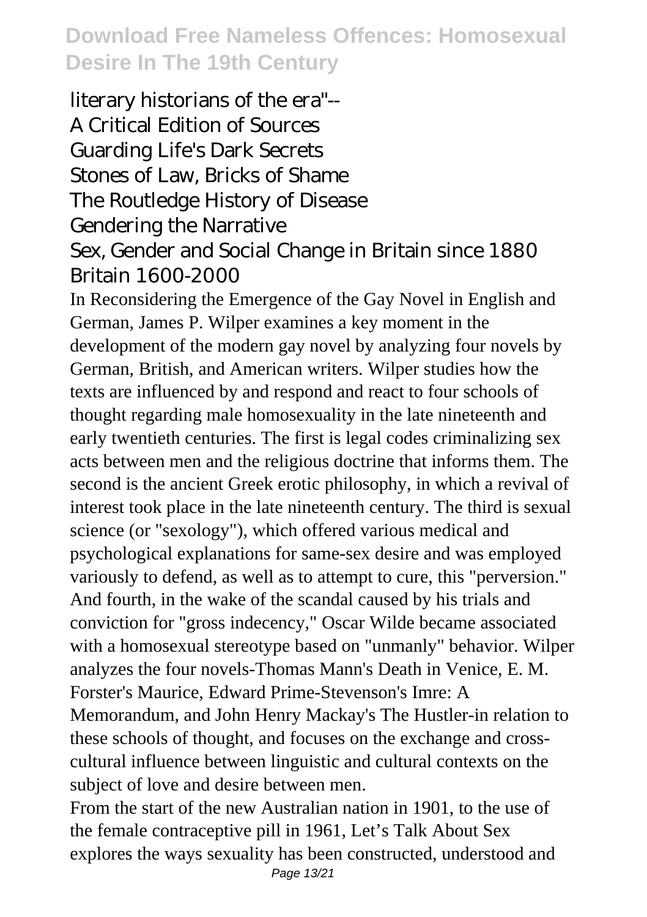literary historians of the era"--
A Critical Edition of Sources
Guarding Life's Dark Secrets
Stones of Law, Bricks of Shame
The Routledge History of Disease
Gendering the Narrative
Sex, Gender and Social Change in Britain since 1880
Britain 1600-2000

In Reconsidering the Emergence of the Gay Novel in English and German, James P. Wilper examines a key moment in the development of the modern gay novel by analyzing four novels by German, British, and American writers. Wilper studies how the texts are influenced by and respond and react to four schools of thought regarding male homosexuality in the late nineteenth and early twentieth centuries. The first is legal codes criminalizing sex acts between men and the religious doctrine that informs them. The second is the ancient Greek erotic philosophy, in which a revival of interest took place in the late nineteenth century. The third is sexual science (or "sexology"), which offered various medical and psychological explanations for same-sex desire and was employed variously to defend, as well as to attempt to cure, this "perversion." And fourth, in the wake of the scandal caused by his trials and conviction for "gross indecency," Oscar Wilde became associated with a homosexual stereotype based on "unmanly" behavior. Wilper analyzes the four novels-Thomas Mann's Death in Venice, E. M. Forster's Maurice, Edward Prime-Stevenson's Imre: A Memorandum, and John Henry Mackay's The Hustler-in relation to these schools of thought, and focuses on the exchange and cross-cultural influence between linguistic and cultural contexts on the subject of love and desire between men.

From the start of the new Australian nation in 1901, to the use of the female contraceptive pill in 1961, Let's Talk About Sex explores the ways sexuality has been constructed, understood and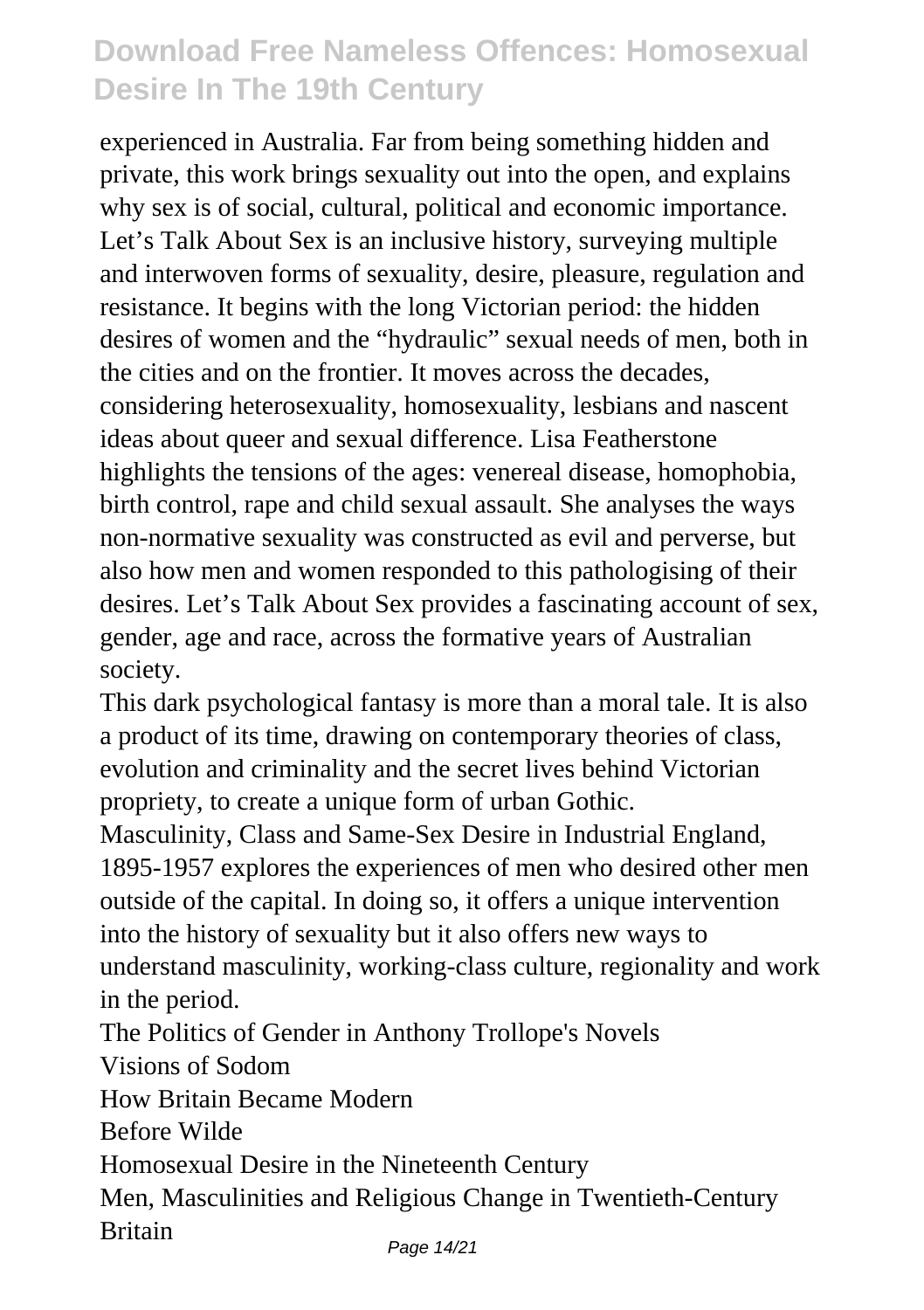experienced in Australia. Far from being something hidden and private, this work brings sexuality out into the open, and explains why sex is of social, cultural, political and economic importance. Let's Talk About Sex is an inclusive history, surveying multiple and interwoven forms of sexuality, desire, pleasure, regulation and resistance. It begins with the long Victorian period: the hidden desires of women and the "hydraulic" sexual needs of men, both in the cities and on the frontier. It moves across the decades, considering heterosexuality, homosexuality, lesbians and nascent ideas about queer and sexual difference. Lisa Featherstone highlights the tensions of the ages: venereal disease, homophobia, birth control, rape and child sexual assault. She analyses the ways non-normative sexuality was constructed as evil and perverse, but also how men and women responded to this pathologising of their desires. Let's Talk About Sex provides a fascinating account of sex, gender, age and race, across the formative years of Australian society.

This dark psychological fantasy is more than a moral tale. It is also a product of its time, drawing on contemporary theories of class, evolution and criminality and the secret lives behind Victorian propriety, to create a unique form of urban Gothic.

Masculinity, Class and Same-Sex Desire in Industrial England, 1895-1957 explores the experiences of men who desired other men outside of the capital. In doing so, it offers a unique intervention into the history of sexuality but it also offers new ways to understand masculinity, working-class culture, regionality and work in the period.

The Politics of Gender in Anthony Trollope's Novels

Visions of Sodom

How Britain Became Modern

Before Wilde

Homosexual Desire in the Nineteenth Century

Men, Masculinities and Religious Change in Twentieth-Century Britain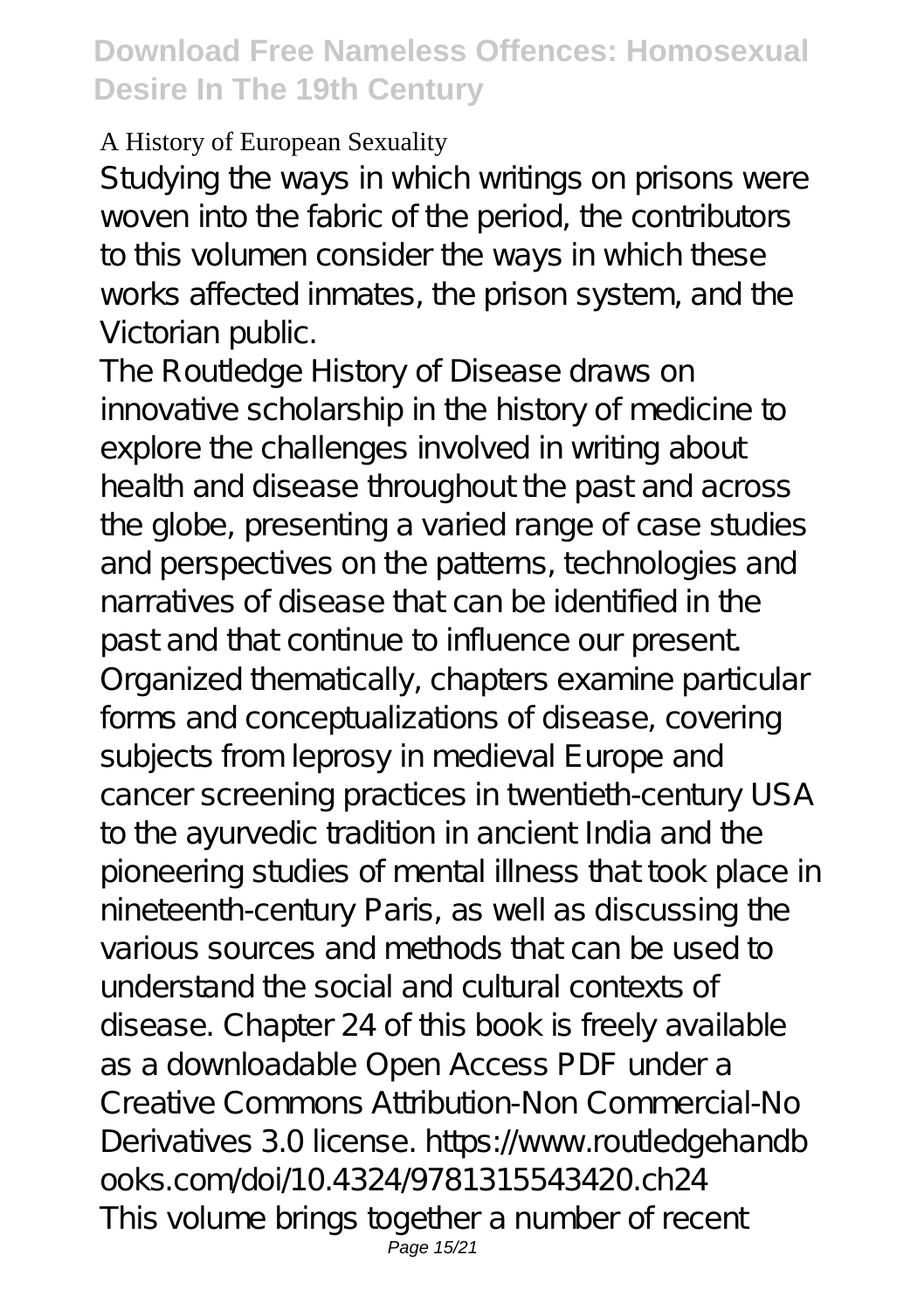A History of European Sexuality

Studying the ways in which writings on prisons were woven into the fabric of the period, the contributors to this volumen consider the ways in which these works affected inmates, the prison system, and the Victorian public.

The Routledge History of Disease draws on innovative scholarship in the history of medicine to explore the challenges involved in writing about health and disease throughout the past and across the globe, presenting a varied range of case studies and perspectives on the patterns, technologies and narratives of disease that can be identified in the past and that continue to influence our present. Organized thematically, chapters examine particular forms and conceptualizations of disease, covering subjects from leprosy in medieval Europe and cancer screening practices in twentieth-century USA to the ayurvedic tradition in ancient India and the pioneering studies of mental illness that took place in nineteenth-century Paris, as well as discussing the various sources and methods that can be used to understand the social and cultural contexts of disease. Chapter 24 of this book is freely available as a downloadable Open Access PDF under a Creative Commons Attribution-Non Commercial-No Derivatives 3.0 license. https://www.routledgehandbooks.com/doi/10.4324/9781315543420.ch24

This volume brings together a number of recent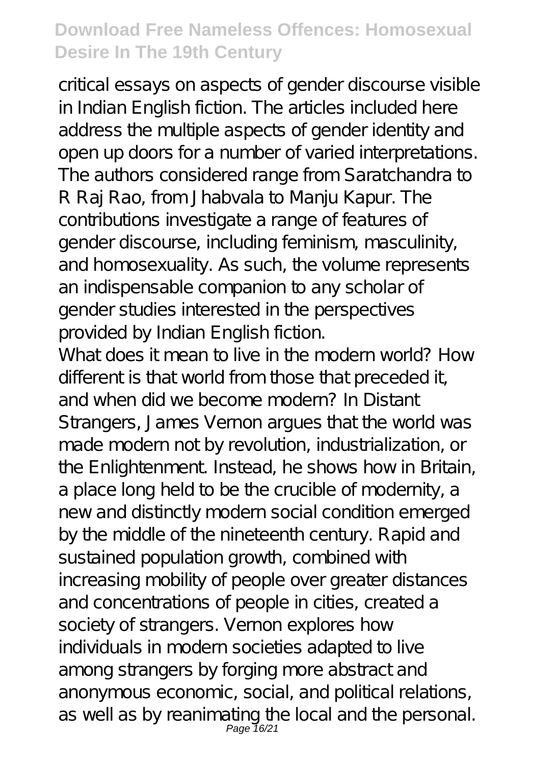critical essays on aspects of gender discourse visible in Indian English fiction. The articles included here address the multiple aspects of gender identity and open up doors for a number of varied interpretations. The authors considered range from Saratchandra to R Raj Rao, from Jhabvala to Manju Kapur. The contributions investigate a range of features of gender discourse, including feminism, masculinity, and homosexuality. As such, the volume represents an indispensable companion to any scholar of gender studies interested in the perspectives provided by Indian English fiction.

What does it mean to live in the modern world? How different is that world from those that preceded it, and when did we become modern? In Distant Strangers, James Vernon argues that the world was made modern not by revolution, industrialization, or the Enlightenment. Instead, he shows how in Britain, a place long held to be the crucible of modernity, a new and distinctly modern social condition emerged by the middle of the nineteenth century. Rapid and sustained population growth, combined with increasing mobility of people over greater distances and concentrations of people in cities, created a society of strangers. Vernon explores how individuals in modern societies adapted to live among strangers by forging more abstract and anonymous economic, social, and political relations, as well as by reanimating the local and the personal.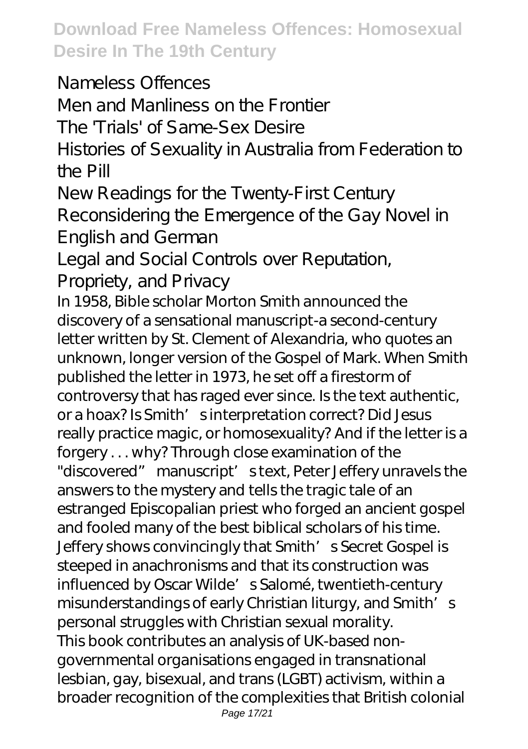Nameless Offences

Men and Manliness on the Frontier

The 'Trials' of Same-Sex Desire

Histories of Sexuality in Australia from Federation to the Pill

New Readings for the Twenty-First Century

Reconsidering the Emergence of the Gay Novel in English and German

Legal and Social Controls over Reputation, Propriety, and Privacy

In 1958, Bible scholar Morton Smith announced the discovery of a sensational manuscript-a second-century letter written by St. Clement of Alexandria, who quotes an unknown, longer version of the Gospel of Mark. When Smith published the letter in 1973, he set off a firestorm of controversy that has raged ever since. Is the text authentic, or a hoax? Is Smith's interpretation correct? Did Jesus really practice magic, or homosexuality? And if the letter is a forgery . . . why? Through close examination of the "discovered" manuscript's text, Peter Jeffery unravels the answers to the mystery and tells the tragic tale of an estranged Episcopalian priest who forged an ancient gospel and fooled many of the best biblical scholars of his time. Jeffery shows convincingly that Smith's Secret Gospel is steeped in anachronisms and that its construction was influenced by Oscar Wilde's Salomé, twentieth-century misunderstandings of early Christian liturgy, and Smith's personal struggles with Christian sexual morality.

This book contributes an analysis of UK-based non-governmental organisations engaged in transnational lesbian, gay, bisexual, and trans (LGBT) activism, within a broader recognition of the complexities that British colonial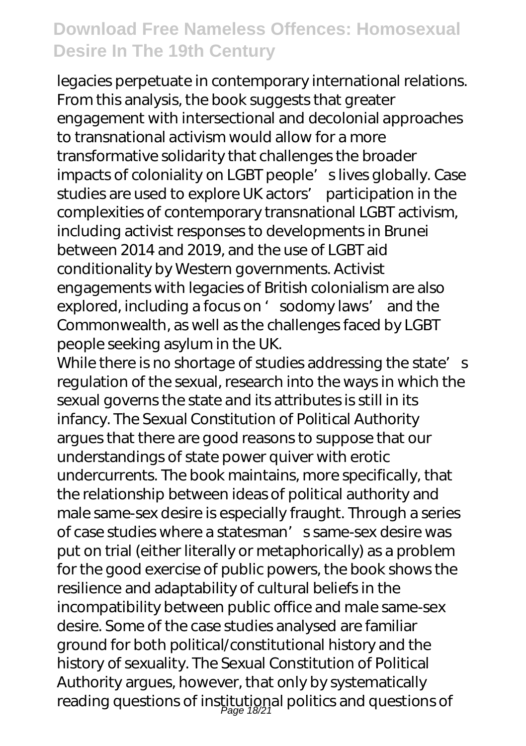legacies perpetuate in contemporary international relations. From this analysis, the book suggests that greater engagement with intersectional and decolonial approaches to transnational activism would allow for a more transformative solidarity that challenges the broader impacts of coloniality on LGBT people's lives globally. Case studies are used to explore UK actors' participation in the complexities of contemporary transnational LGBT activism, including activist responses to developments in Brunei between 2014 and 2019, and the use of LGBT aid conditionality by Western governments. Activist engagements with legacies of British colonialism are also explored, including a focus on 'sodomy laws' and the Commonwealth, as well as the challenges faced by LGBT people seeking asylum in the UK.

While there is no shortage of studies addressing the state's regulation of the sexual, research into the ways in which the sexual governs the state and its attributes is still in its infancy. The Sexual Constitution of Political Authority argues that there are good reasons to suppose that our understandings of state power quiver with erotic undercurrents. The book maintains, more specifically, that the relationship between ideas of political authority and male same-sex desire is especially fraught. Through a series of case studies where a statesman's same-sex desire was put on trial (either literally or metaphorically) as a problem for the good exercise of public powers, the book shows the resilience and adaptability of cultural beliefs in the incompatibility between public office and male same-sex desire. Some of the case studies analysed are familiar ground for both political/constitutional history and the history of sexuality. The Sexual Constitution of Political Authority argues, however, that only by systematically reading questions of institutional politics and questions of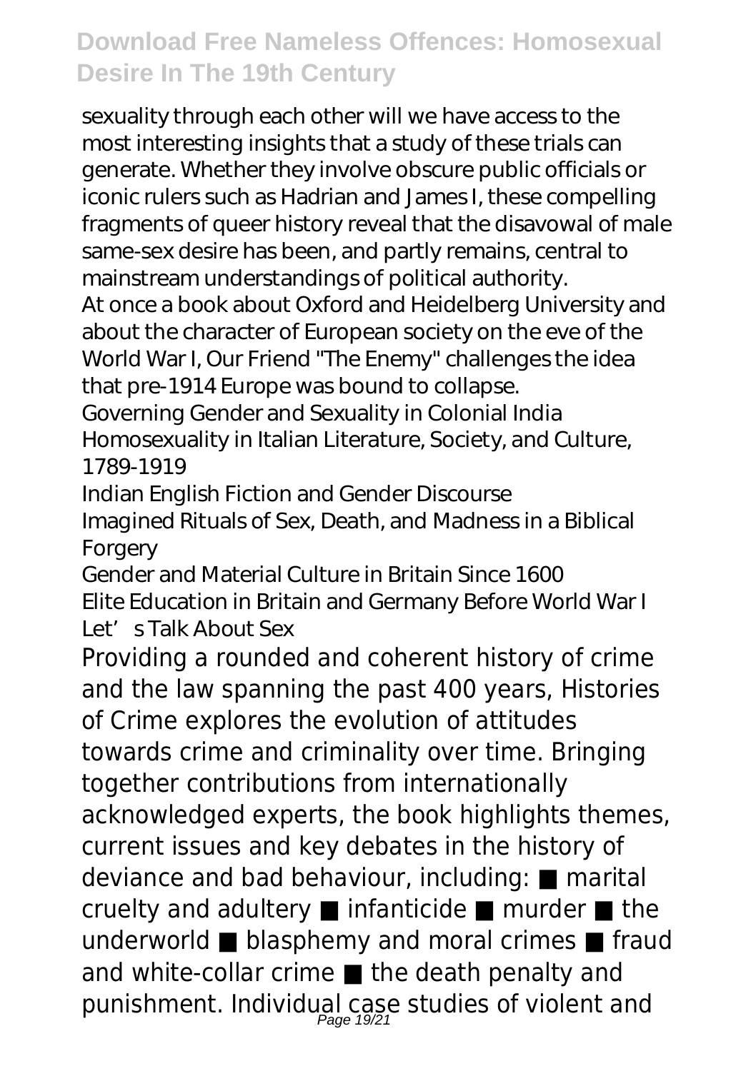sexuality through each other will we have access to the most interesting insights that a study of these trials can generate. Whether they involve obscure public officials or iconic rulers such as Hadrian and James I, these compelling fragments of queer history reveal that the disavowal of male same-sex desire has been, and partly remains, central to mainstream understandings of political authority.

At once a book about Oxford and Heidelberg University and about the character of European society on the eve of the World War I, Our Friend "The Enemy" challenges the idea that pre-1914 Europe was bound to collapse.

Governing Gender and Sexuality in Colonial India

Homosexuality in Italian Literature, Society, and Culture, 1789-1919

Indian English Fiction and Gender Discourse

Imagined Rituals of Sex, Death, and Madness in a Biblical Forgery

Gender and Material Culture in Britain Since 1600

Elite Education in Britain and Germany Before World War I

Let's Talk About Sex

Providing a rounded and coherent history of crime and the law spanning the past 400 years, Histories of Crime explores the evolution of attitudes towards crime and criminality over time. Bringing together contributions from internationally acknowledged experts, the book highlights themes, current issues and key debates in the history of deviance and bad behaviour, including: ■ marital cruelty and adultery ■ infanticide ■ murder ■ the underworld ■ blasphemy and moral crimes ■ fraud and white-collar crime ■ the death penalty and punishment. Individual case studies of violent and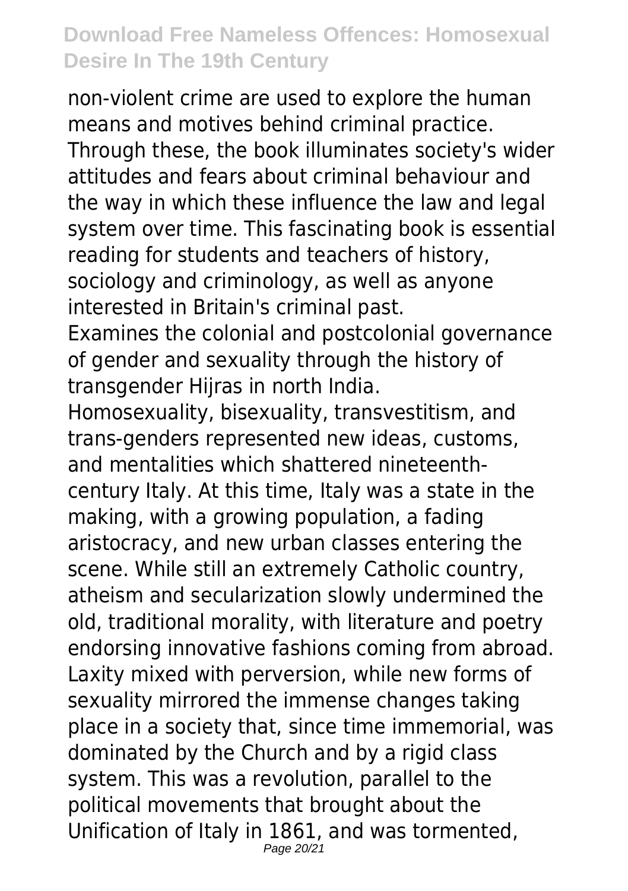non-violent crime are used to explore the human means and motives behind criminal practice. Through these, the book illuminates society's wider attitudes and fears about criminal behaviour and the way in which these influence the law and legal system over time. This fascinating book is essential reading for students and teachers of history, sociology and criminology, as well as anyone interested in Britain's criminal past.

Examines the colonial and postcolonial governance of gender and sexuality through the history of transgender Hijras in north India.

Homosexuality, bisexuality, transvestitism, and trans-genders represented new ideas, customs, and mentalities which shattered nineteenth-century Italy. At this time, Italy was a state in the making, with a growing population, a fading aristocracy, and new urban classes entering the scene. While still an extremely Catholic country, atheism and secularization slowly undermined the old, traditional morality, with literature and poetry endorsing innovative fashions coming from abroad. Laxity mixed with perversion, while new forms of sexuality mirrored the immense changes taking place in a society that, since time immemorial, was dominated by the Church and by a rigid class system. This was a revolution, parallel to the political movements that brought about the Unification of Italy in 1861, and was tormented,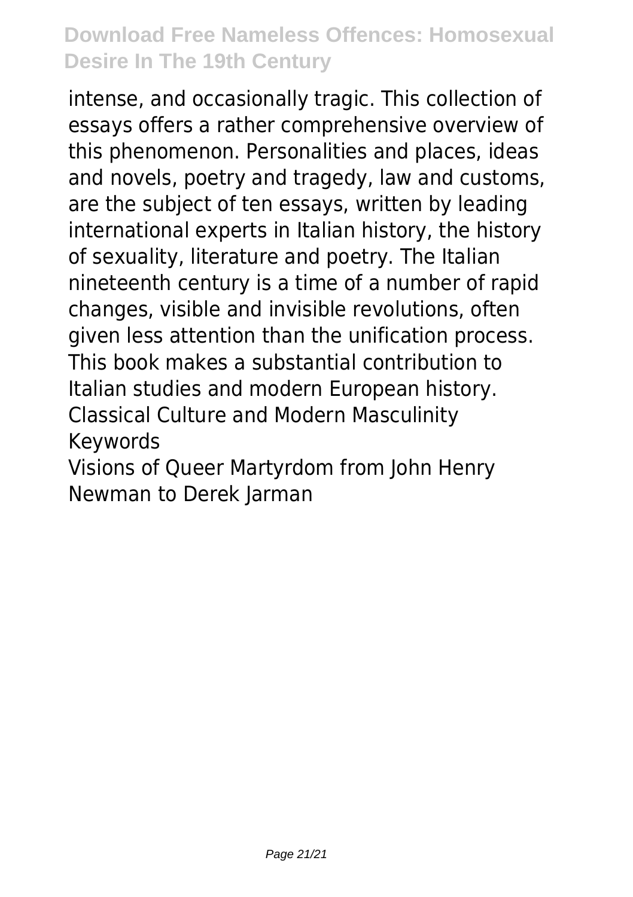intense, and occasionally tragic. This collection of essays offers a rather comprehensive overview of this phenomenon. Personalities and places, ideas and novels, poetry and tragedy, law and customs, are the subject of ten essays, written by leading international experts in Italian history, the history of sexuality, literature and poetry. The Italian nineteenth century is a time of a number of rapid changes, visible and invisible revolutions, often given less attention than the unification process. This book makes a substantial contribution to Italian studies and modern European history.

Classical Culture and Modern Masculinity

Keywords

Visions of Queer Martyrdom from John Henry Newman to Derek Jarman